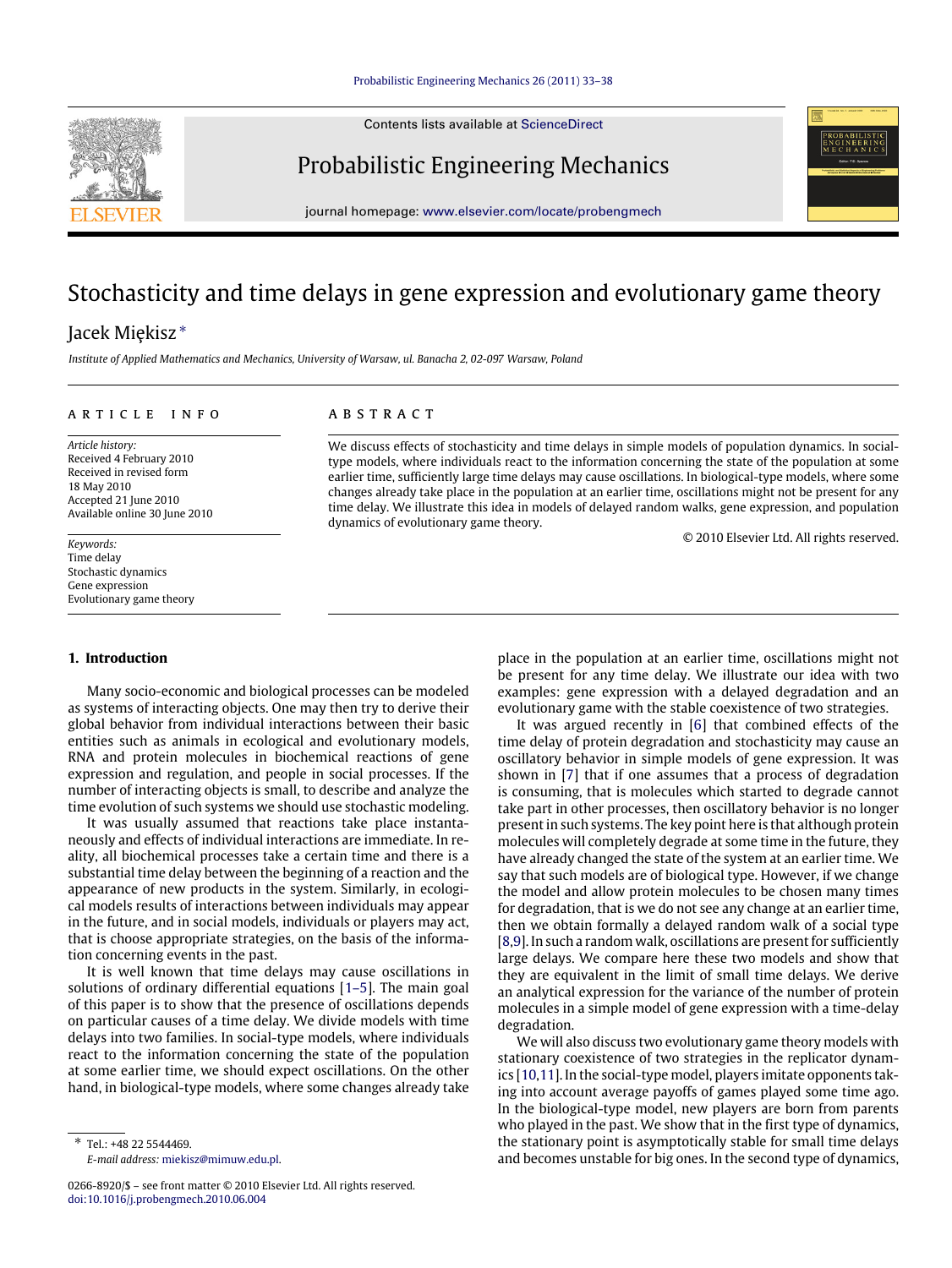Contents lists available at ScienceDirect

# Probabilistic Engineering Mechanics

journal homepage: www.elsevier.com/locate/probengmech

# Stochasticity and time delays in gene expression and evolutionary game theory

Jacek Miękisz *

*Institute of Applied Mathematics and Mechanics, University of Warsaw, ul. Banacha 2, 02-097 Warsaw, Poland*

## ARTICLE INFO

*Article history:*
Received 4 February 2010
Received in revised form
18 May 2010
Accepted 21 June 2010
Available online 30 June 2010

*Keywords:*
Time delay
Stochastic dynamics
Gene expression
Evolutionary game theory

## ABSTRACT

We discuss effects of stochasticity and time delays in simple models of population dynamics. In social-type models, where individuals react to the information concerning the state of the population at some earlier time, sufficiently large time delays may cause oscillations. In biological-type models, where some changes already take place in the population at an earlier time, oscillations might not be present for any time delay. We illustrate this idea in models of delayed random walks, gene expression, and population dynamics of evolutionary game theory.

© 2010 Elsevier Ltd. All rights reserved.

## 1. Introduction

Many socio-economic and biological processes can be modeled as systems of interacting objects. One may then try to derive their global behavior from individual interactions between their basic entities such as animals in ecological and evolutionary models, RNA and protein molecules in biochemical reactions of gene expression and regulation, and people in social processes. If the number of interacting objects is small, to describe and analyze the time evolution of such systems we should use stochastic modeling.

It was usually assumed that reactions take place instantaneously and effects of individual interactions are immediate. In reality, all biochemical processes take a certain time and there is a substantial time delay between the beginning of a reaction and the appearance of new products in the system. Similarly, in ecological models results of interactions between individuals may appear in the future, and in social models, individuals or players may act, that is choose appropriate strategies, on the basis of the information concerning events in the past.

It is well known that time delays may cause oscillations in solutions of ordinary differential equations [1–5]. The main goal of this paper is to show that the presence of oscillations depends on particular causes of a time delay. We divide models with time delays into two families. In social-type models, where individuals react to the information concerning the state of the population at some earlier time, we should expect oscillations. On the other hand, in biological-type models, where some changes already take place in the population at an earlier time, oscillations might not be present for any time delay. We illustrate our idea with two examples: gene expression with a delayed degradation and an evolutionary game with the stable coexistence of two strategies.

It was argued recently in [6] that combined effects of the time delay of protein degradation and stochasticity may cause an oscillatory behavior in simple models of gene expression. It was shown in [7] that if one assumes that a process of degradation is consuming, that is molecules which started to degrade cannot take part in other processes, then oscillatory behavior is no longer present in such systems. The key point here is that although protein molecules will completely degrade at some time in the future, they have already changed the state of the system at an earlier time. We say that such models are of biological type. However, if we change the model and allow protein molecules to be chosen many times for degradation, that is we do not see any change at an earlier time, then we obtain formally a delayed random walk of a social type [8,9]. In such a random walk, oscillations are present for sufficiently large delays. We compare here these two models and show that they are equivalent in the limit of small time delays. We derive an analytical expression for the variance of the number of protein molecules in a simple model of gene expression with a time-delay degradation.

We will also discuss two evolutionary game theory models with stationary coexistence of two strategies in the replicator dynamics [10,11]. In the social-type model, players imitate opponents taking into account average payoffs of games played some time ago. In the biological-type model, new players are born from parents who played in the past. We show that in the first type of dynamics, the stationary point is asymptotically stable for small time delays and becomes unstable for big ones. In the second type of dynamics,

* Tel.: +48 22 5544469.
*E-mail address:* miekisz@mimuw.edu.pl.

0266-8920/$ – see front matter © 2010 Elsevier Ltd. All rights reserved.
doi:10.1016/j.probengmech.2010.06.004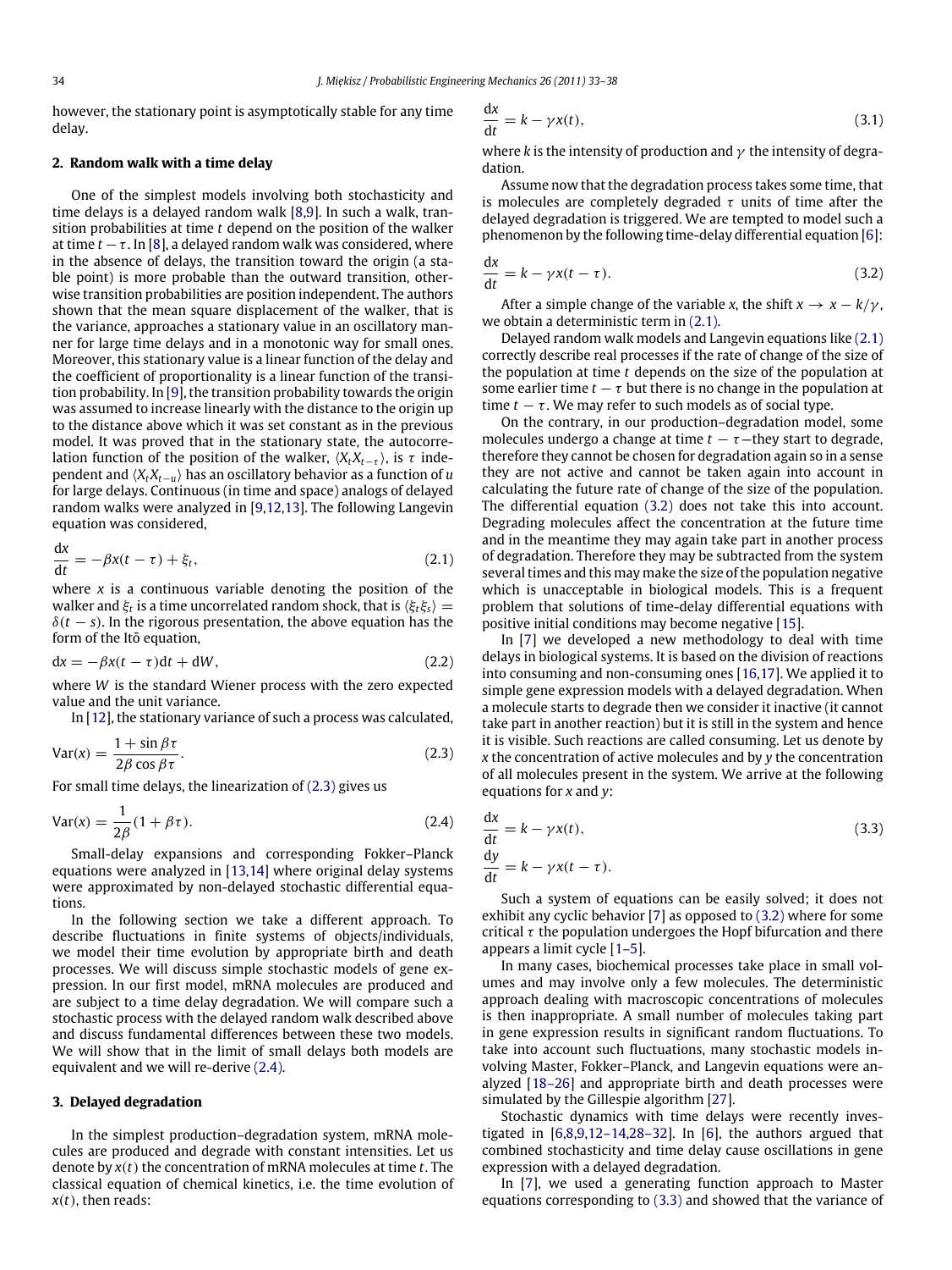however, the stationary point is asymptotically stable for any time delay.

## 2. Random walk with a time delay

One of the simplest models involving both stochasticity and time delays is a delayed random walk [8,9]. In such a walk, transition probabilities at time $t$ depend on the position of the walker at time $t - \tau$. In [8], a delayed random walk was considered, where in the absence of delays, the transition toward the origin (a stable point) is more probable than the outward transition, otherwise transition probabilities are position independent. The authors showed that the mean square displacement of the walker, that is the variance, approaches a stationary value in an oscillatory manner for large time delays and in a monotonic way for small ones. Moreover, this stationary value is a linear function of the delay and the coefficient of proportionality is a linear function of the transition probability. In [9], the transition probability towards the origin was assumed to increase linearly with the distance to the origin up to the distance above which it was set constant as in the previous model. It was proved that in the stationary state, the autocorrelation function of the position of the walker, $\langle X_t X_{t-\tau} \rangle$, is $\tau$ independent and $\langle X_t X_{t-u} \rangle$ has an oscillatory behavior as a function of $u$ for large delays. Continuous (in time and space) analogs of delayed random walks were analyzed in [9,12,13]. The following Langevin equation was considered,

$$\frac{dx}{dt} = -\beta x(t - \tau) + \xi_t, \tag{2.1}$$

where $x$ is a continuous variable denoting the position of the walker and $\xi_t$ is a time uncorrelated random shock, that is $\langle \xi_t \xi_s \rangle = \delta(t - s)$. In the rigorous presentation, the above equation has the form of the Itō equation,

$$dx = -\beta x(t - \tau)dt + dW, \tag{2.2}$$

where $W$ is the standard Wiener process with the zero expected value and the unit variance.

In [12], the stationary variance of such a process was calculated,

$$\mathrm{Var}(x) = \frac{1 + \sin \beta\tau}{2\beta \cos \beta\tau}. \tag{2.3}$$

For small time delays, the linearization of (2.3) gives us

$$\mathrm{Var}(x) = \frac{1}{2\beta}(1 + \beta\tau). \tag{2.4}$$

Small-delay expansions and corresponding Fokker–Planck equations were analyzed in [13,14] where original delay systems were approximated by non-delayed stochastic differential equations.

In the following section we take a different approach. To describe fluctuations in finite systems of objects/individuals, we model their time evolution by appropriate birth and death processes. We will discuss simple stochastic models of gene expression. In our first model, mRNA molecules are produced and are subject to a time delay degradation. We will compare such a stochastic process with the delayed random walk described above and discuss fundamental differences between these two models. We will show that in the limit of small delays both models are equivalent and we will re-derive (2.4).

## 3. Delayed degradation

In the simplest production–degradation system, mRNA molecules are produced and degrade with constant intensities. Let us denote by $x(t)$ the concentration of mRNA molecules at time $t$. The classical equation of chemical kinetics, i.e. the time evolution of $x(t)$, then reads:

$$\frac{dx}{dt} = k - \gamma x(t), \tag{3.1}$$

where $k$ is the intensity of production and $\gamma$ the intensity of degradation.

Assume now that the degradation process takes some time, that is molecules are completely degraded $\tau$ units of time after the delayed degradation is triggered. We are tempted to model such a phenomenon by the following time-delay differential equation [6]:

$$\frac{dx}{dt} = k - \gamma x(t - \tau). \tag{3.2}$$

After a simple change of the variable $x$, the shift $x \to x - k/\gamma$, we obtain a deterministic term in (2.1).

Delayed random walk models and Langevin equations like (2.1) correctly describe real processes if the rate of change of the size of the population at time $t$ depends on the size of the population at some earlier time $t - \tau$ but there is no change in the population at time $t - \tau$. We may refer to such models as of social type.

On the contrary, in our production–degradation model, some molecules undergo a change at time $t - \tau$—they start to degrade, therefore they cannot be chosen for degradation again so in a sense they are not active and cannot be taken again into account in calculating the future rate of change of the size of the population. The differential equation (3.2) does not take this into account. Degrading molecules affect the concentration at the future time and in the meantime they may again take part in another process of degradation. Therefore they may be subtracted from the system several times and this may make the size of the population negative which is unacceptable in biological models. This is a frequent problem that solutions of time-delay differential equations with positive initial conditions may become negative [15].

In [7] we developed a new methodology to deal with time delays in biological systems. It is based on the division of reactions into consuming and non-consuming ones [16,17]. We applied it to simple gene expression models with a delayed degradation. When a molecule starts to degrade then we consider it inactive (it cannot take part in another reaction) but it is still in the system and hence it is visible. Such reactions are called consuming. Let us denote by $x$ the concentration of active molecules and by $y$ the concentration of all molecules present in the system. We arrive at the following equations for $x$ and $y$:

$$\begin{aligned} \frac{dx}{dt} &= k - \gamma x(t), \\ \frac{dy}{dt} &= k - \gamma x(t - \tau). \end{aligned} \tag{3.3}$$

Such a system of equations can be easily solved; it does not exhibit any cyclic behavior [7] as opposed to (3.2) where for some critical $\tau$ the population undergoes the Hopf bifurcation and there appears a limit cycle [1–5].

In many cases, biochemical processes take place in small volumes and may involve only a few molecules. The deterministic approach dealing with macroscopic concentrations of molecules is then inappropriate. A small number of molecules taking part in gene expression results in significant random fluctuations. To take into account such fluctuations, many stochastic models involving Master, Fokker–Planck, and Langevin equations were analyzed [18–26] and appropriate birth and death processes were simulated by the Gillespie algorithm [27].

Stochastic dynamics with time delays were recently investigated in [6,8,9,12–14,28–32]. In [6], the authors argued that combined stochasticity and time delay cause oscillations in gene expression with a delayed degradation.

In [7], we used a generating function approach to Master equations corresponding to (3.3) and showed that the variance of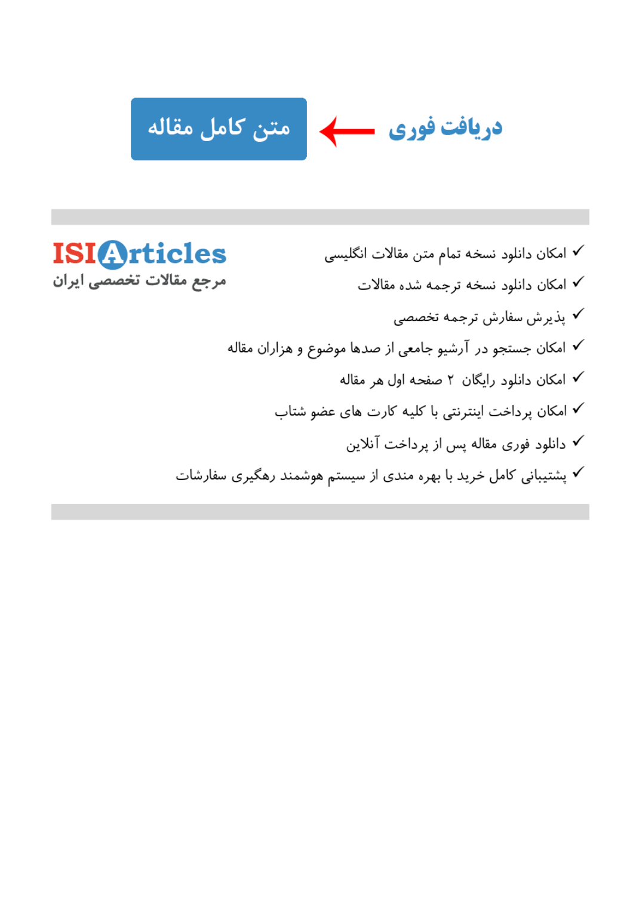دریافت فوری ← **متن کامل مقاله**

**ISIArticles**
مرجع مقالات تخصصی ایران

- ✓ امکان دانلود نسخه تمام متن مقالات انگلیسی
- ✓ امکان دانلود نسخه ترجمه شده مقالات
- ✓ پذیرش سفارش ترجمه تخصصی
- ✓ امکان جستجو در آرشیو جامعی از صدها موضوع و هزاران مقاله
- ✓ امکان دانلود رایگان ۲ صفحه اول هر مقاله
- ✓ امکان پرداخت اینترنتی با کلیه کارت های عضو شتاب
- ✓ دانلود فوری مقاله پس از پرداخت آنلاین
- ✓ پشتیبانی کامل خرید با بهره مندی از سیستم هوشمند رهگیری سفارشات